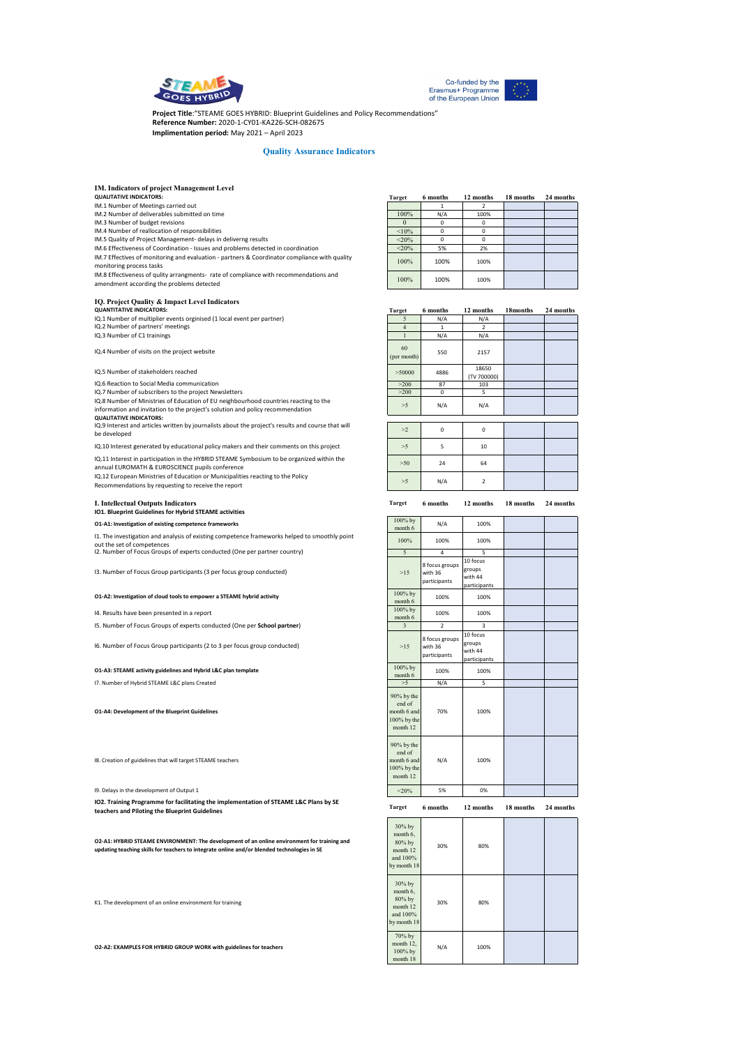**Project Title**:"STEAME GOES HYBRID: Blueprint Guidelines and Policy Recommendations"
**Reference Number:** 2020-1-CY01-KA226-SCH-082675
**Implementation period:** May 2021 – April 2023

## Quality Assurance Indicators

### IM. Indicators of project Management Level

| QUALITATIVE INDICATORS: | Target | 6 months | 12 months | 18 months | 24 months |
|---|---|---|---|---|---|
| IM.1 Number of Meetings carried out | | 1 | 2 | | |
| IM.2 Number of deliverables submitted on time | 100% | N/A | 100% | | |
| IM.3 Number of budget revisions | 0 | 0 | 0 | | |
| IM.4 Number of reallocation of responsibilities | <10% | 0 | 0 | | |
| IM.5 Quality of Project Management- delays in deliverng results | <20% | 0 | 0 | | |
| IM.6 Effectiveness of Coordination - Issues and problems detected in coordination | <20% | 5% | 2% | | |
| IM.7 Effectives of monitoring and evaluation - partners & Coordinator compliance with quality monitoring process tasks | 100% | 100% | 100% | | |
| IM.8 Effectiveness of qulity arrangments- rate of compliance with recommendations and amendment according the problems detected | 100% | 100% | 100% | | |

### IQ. Project Quality & Impact Level Indicators

| QUANTITATIVE INDICATORS: | Target | 6 months | 12 months | 18months | 24 months |
|---|---|---|---|---|---|
| IQ.1 Number of multiplier events orginised (1 local event per partner) | 5 | N/A | N/A | | |
| IQ.2 Number of partners' meetings | 4 | 1 | 2 | | |
| IQ.3 Number of C1 trainings | 1 | N/A | N/A | | |
| IQ.4 Number of visits on the project website | 60 (per month) | 550 | 2157 | | |
| IQ.5 Number of stakeholders reached | >50000 | 4886 | 18650 (TV 700000) | | |
| IQ.6 Reaction to Social Media communication | >200 | 87 | 103 | | |
| IQ.7 Number of subscribers to the project Newsletters | >200 | 0 | 5 | | |
| IQ.8 Number of Ministries of Education of EU neighbourhood countries reacting to the information and invitation to the project's solution and policy recommendation | >5 | N/A | N/A | | |
| **QUALITATIVE INDICATORS:** | | | | | |
| IQ.9 Interest and articles written by journalists about the project's results and course that will be developed | >2 | 0 | 0 | | |
| IQ.10 Interest generated by educational policy makers and their comments on this project | >5 | 5 | 10 | | |
| IQ.11 Interest in participation in the HYBRID STEAME Symbosium to be organized within the annual EUROMATH & EUROSCIENCE pupils conference | >50 | 24 | 64 | | |
| IQ.12 European Ministries of Education or Municipalities reacting to the Policy Recommendations by requesting to receive the report | >5 | N/A | 2 | | |

### I. Intellectual Outputs Indicators

| IO1. Blueprint Guidelines for Hybrid STEAME activities | Target | 6 months | 12 months | 18 months | 24 months |
|---|---|---|---|---|---|
| **O1-A1: Investigation of existing competence frameworks** | 100% by month 6 | N/A | 100% | | |
| I1. The investigation and analysis of existing competence frameworks helped to smoothly point out the set of competences | 100% | 100% | 100% | | |
| I2. Number of Focus Groups of experts conducted (One per partner country) | 5 | 4 | 5 | | |
| I3. Number of Focus Group participants (3 per focus group conducted) | >15 | 8 focus groups with 36 participants | 10 focus groups with 44 participants | | |
| **O1-A2: Investigation of cloud tools to empower a STEAME hybrid activity** | 100% by month 6 | 100% | 100% | | |
| I4. Results have been presented in a report | 100% by month 6 | 100% | 100% | | |
| I5. Number of Focus Groups of experts conducted (One per **School partner**) | 3 | 2 | 3 | | |
| I6. Number of Focus Group participants (2 to 3 per focus group conducted) | >15 | 8 focus groups with 36 participants | 10 focus groups with 44 participants | | |
| **O1-A3: STEAME activity guidelines and Hybrid L&C plan template** | 100% by month 6 | 100% | 100% | | |
| I7. Number of Hybrid STEAME L&C plans Created | >5 | N/A | 5 | | |
| **O1-A4: Development of the Blueprint Guidelines** | 90% by the end of month 6 and 100% by the month 12 | 70% | 100% | | |
| I8. Creation of guidelines that will target STEAME teachers | 90% by the end of month 6 and 100% by the month 12 | N/A | 100% | | |
| I9. Delays in the development of Output 1 | <20% | 5% | 0% | | |

| IO2. Training Programme for facilitating the implementation of STEAME L&C Plans by SE teachers and Piloting the Blueprint Guidelines | Target | 6 months | 12 months | 18 months | 24 months |
|---|---|---|---|---|---|
| **O2-A1: HYBRID STEAME ENVIRONMENT: The development of an online environment for training and updating teaching skills for teachers to integrate online and/or blended technologies in SE** | 30% by month 6, 80% by month 12 and 100% by month 18 | 30% | 80% | | |
| K1. The development of an online environment for training | 30% by month 6, 80% by month 12 and 100% by month 18 | 30% | 80% | | |
| **O2-A2: EXAMPLES FOR HYBRID GROUP WORK with guidelines for teachers** | 70% by month 12, 100% by month 18 | N/A | 100% | | |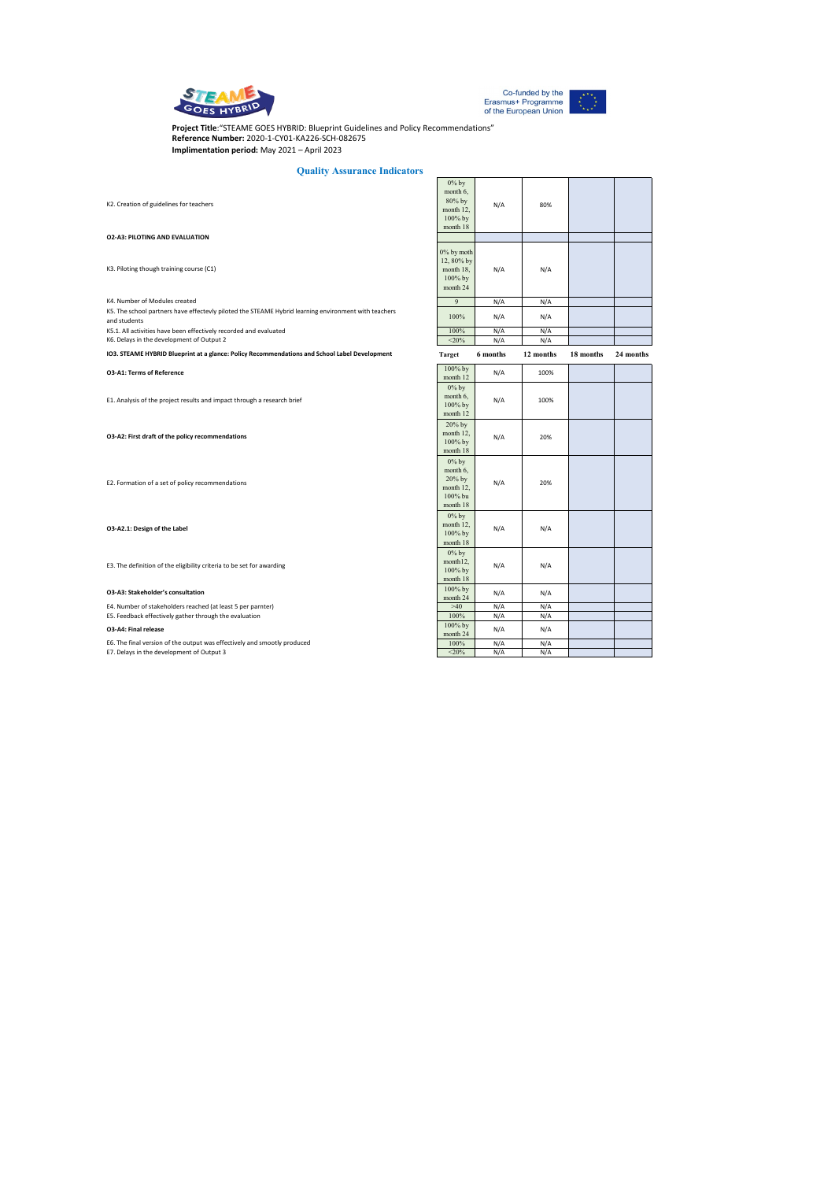**Project Title**:"STEAME GOES HYBRID: Blueprint Guidelines and Policy Recommendations"
**Reference Number:** 2020-1-CY01-KA226-SCH-082675
**Implementation period:** May 2021 – April 2023

## Quality Assurance Indicators

| | Target | 6 months | 12 months | 18 months | 24 months |
|---|---|---|---|---|---|
| K2. Creation of guidelines for teachers | 0% by month 6, 80% by month 12, 100% by month 18 | N/A | 80% | | |
| **O2-A3: PILOTING AND EVALUATION** | | | | | |
| K3. Piloting though training course (C1) | 0% by moth 12, 80% by month 18, 100% by month 24 | N/A | N/A | | |
| K4. Number of Modules created | 9 | N/A | N/A | | |
| K5. The school partners have effectevly piloted the STEAME Hybrid learning environment with teachers and students | 100% | N/A | N/A | | |
| K5.1. All activities have been effectively recorded and evaluated | 100% | N/A | N/A | | |
| K6. Delays in the development of Output 2 | <20% | N/A | N/A | | |
| **IO3. STEAME HYBRID Blueprint at a glance: Policy Recommendations and School Label Development** | **Target** | **6 months** | **12 months** | **18 months** | **24 months** |
| **O3-A1: Terms of Reference** | 100% by month 12 | N/A | 100% | | |
| E1. Analysis of the project results and impact through a research brief | 0% by month 6, 100% by month 12 | N/A | 100% | | |
| **O3-A2: First draft of the policy recommendations** | 20% by month 12, 100% by month 18 | N/A | 20% | | |
| E2. Formation of a set of policy recommendations | 0% by month 6, 20% by month 12, 100% bu month 18 | N/A | 20% | | |
| **O3-A2.1: Design of the Label** | 0% by month 12, 100% by month 18 | N/A | N/A | | |
| E3. The definition of the eligibility criteria to be set for awarding | 0% by month12, 100% by month 18 | N/A | N/A | | |
| **O3-A3: Stakeholder's consultation** | 100% by month 24 | N/A | N/A | | |
| E4. Number of stakeholders reached (at least 5 per parnter) | >40 | N/A | N/A | | |
| E5. Feedback effectively gather through the evaluation | 100% | N/A | N/A | | |
| **O3-A4: Final release** | 100% by month 24 | N/A | N/A | | |
| E6. The final version of the output was effectively and smootly produced | 100% | N/A | N/A | | |
| E7. Delays in the development of Output 3 | <20% | N/A | N/A | | |